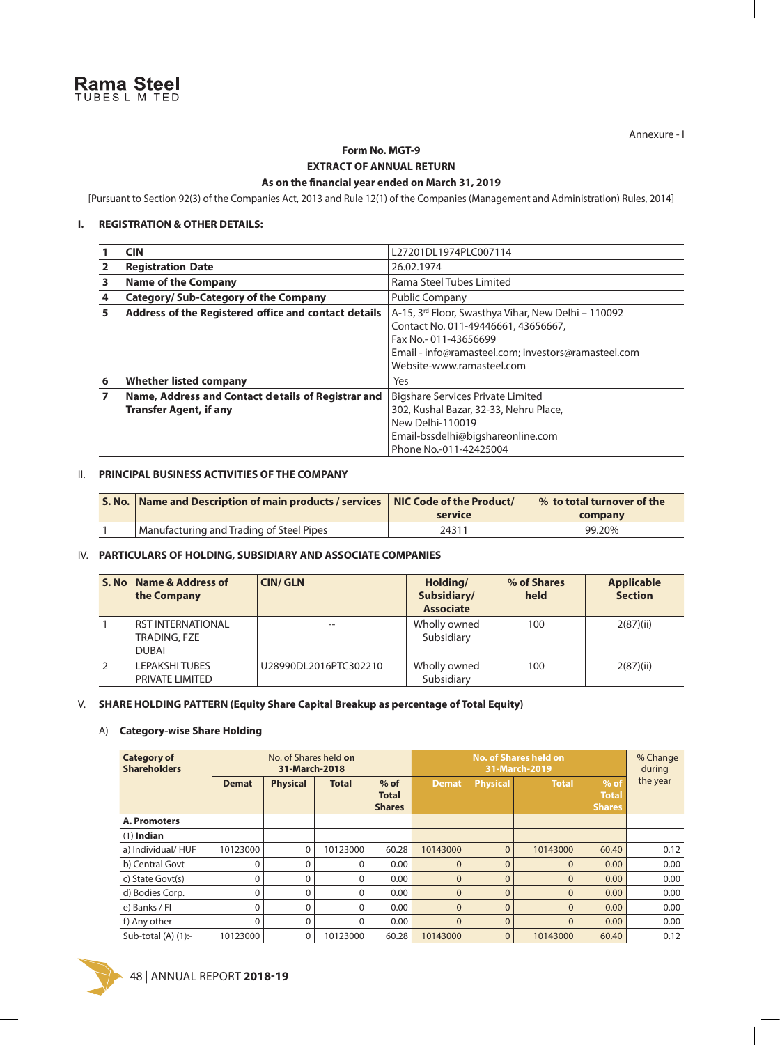Annexure - I

# Form No. MGT-9

## EXTRACT OF ANNUAL RETURN

### As on the financial year ended on March 31, 2019

[Pursuant to Section 92(3) of the Companies Act, 2013 and Rule 12(1) of the Companies (Management and Administration) Rules, 2014]

## I. REGISTRATION & OTHER DETAILS:

| | | |
|---|---|---|
| **1** | **CIN** | L27201DL1974PLC007114 |
| **2** | **Registration Date** | 26.02.1974 |
| **3** | **Name of the Company** | Rama Steel Tubes Limited |
| **4** | **Category/ Sub-Category of the Company** | Public Company |
| **5** | **Address of the Registered office and contact details** | A-15, 3rd Floor, Swasthya Vihar, New Delhi – 110092<br>Contact No. 011-49446661, 43656667,<br>Fax No.- 011-43656699<br>Email - info@ramasteel.com; investors@ramasteel.com<br>Website-www.ramasteel.com |
| **6** | **Whether listed company** | Yes |
| **7** | **Name, Address and Contact details of Registrar and Transfer Agent, if any** | Bigshare Services Private Limited<br>302, Kushal Bazar, 32-33, Nehru Place,<br>New Delhi-110019<br>Email-bssdelhi@bigshareonline.com<br>Phone No.-011-42425004 |

## II. PRINCIPAL BUSINESS ACTIVITIES OF THE COMPANY

| S. No. | Name and Description of main products / services | NIC Code of the Product/ service | % to total turnover of the company |
|---|---|---|---|
| 1 | Manufacturing and Trading of Steel Pipes | 24311 | 99.20% |

## IV. PARTICULARS OF HOLDING, SUBSIDIARY AND ASSOCIATE COMPANIES

| S. No | Name & Address of the Company | CIN/ GLN | Holding/ Subsidiary/ Associate | % of Shares held | Applicable Section |
|---|---|---|---|---|---|
| 1 | RST INTERNATIONAL TRADING, FZE DUBAI | -- | Wholly owned Subsidiary | 100 | 2(87)(ii) |
| 2 | LEPAKSHI TUBES PRIVATE LIMITED | U28990DL2016PTC302210 | Wholly owned Subsidiary | 100 | 2(87)(ii) |

## V. SHARE HOLDING PATTERN (Equity Share Capital Breakup as percentage of Total Equity)

### A) Category-wise Share Holding

| Category of Shareholders | No. of Shares held on 31-March-2018 | | | | No. of Shares held on 31-March-2019 | | | | % Change during the year |
|---|---|---|---|---|---|---|---|---|---|
| | Demat | Physical | Total | % of Total Shares | Demat | Physical | Total | % of Total Shares | |
| **A. Promoters** | | | | | | | | | |
| (1) **Indian** | | | | | | | | | |
| a) Individual/ HUF | 10123000 | 0 | 10123000 | 60.28 | 10143000 | 0 | 10143000 | 60.40 | 0.12 |
| b) Central Govt | 0 | 0 | 0 | 0.00 | 0 | 0 | 0 | 0.00 | 0.00 |
| c) State Govt(s) | 0 | 0 | 0 | 0.00 | 0 | 0 | 0 | 0.00 | 0.00 |
| d) Bodies Corp. | 0 | 0 | 0 | 0.00 | 0 | 0 | 0 | 0.00 | 0.00 |
| e) Banks / FI | 0 | 0 | 0 | 0.00 | 0 | 0 | 0 | 0.00 | 0.00 |
| f) Any other | 0 | 0 | 0 | 0.00 | 0 | 0 | 0 | 0.00 | 0.00 |
| Sub-total (A) (1):- | 10123000 | 0 | 10123000 | 60.28 | 10143000 | 0 | 10143000 | 60.40 | 0.12 |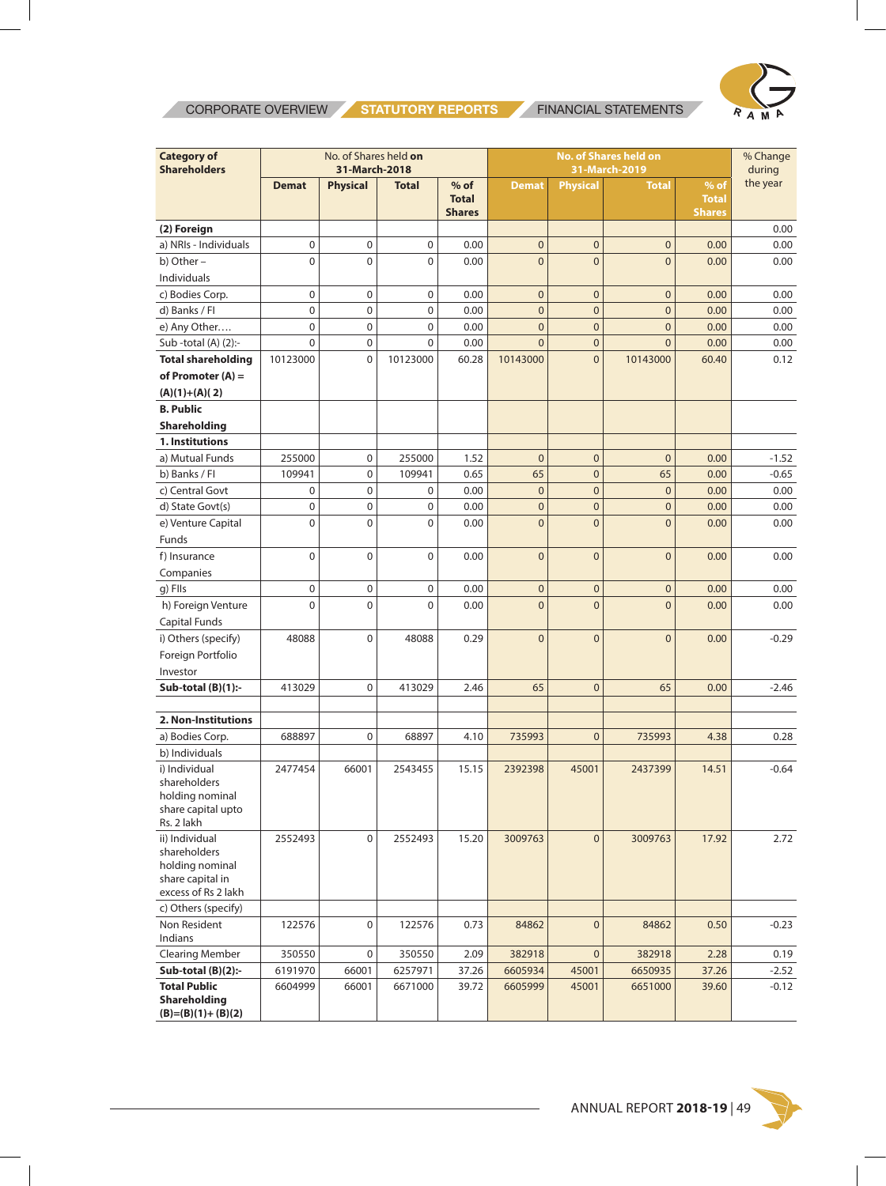| Category of Shareholders | No. of Shares held on 31-March-2018 | | | | No. of Shares held on 31-March-2019 | | | | % Change during the year |
|---|---|---|---|---|---|---|---|---|---|
| | Demat | Physical | Total | % of Total Shares | Demat | Physical | Total | % of Total Shares | |
| **(2) Foreign** | | | | | | | | | 0.00 |
| a) NRIs - Individuals | 0 | 0 | 0 | 0.00 | 0 | 0 | 0 | 0.00 | 0.00 |
| b) Other – Individuals | 0 | 0 | 0 | 0.00 | 0 | 0 | 0 | 0.00 | 0.00 |
| c) Bodies Corp. | 0 | 0 | 0 | 0.00 | 0 | 0 | 0 | 0.00 | 0.00 |
| d) Banks / FI | 0 | 0 | 0 | 0.00 | 0 | 0 | 0 | 0.00 | 0.00 |
| e) Any Other…. | 0 | 0 | 0 | 0.00 | 0 | 0 | 0 | 0.00 | 0.00 |
| Sub -total (A) (2):- | 0 | 0 | 0 | 0.00 | 0 | 0 | 0 | 0.00 | 0.00 |
| **Total shareholding of Promoter (A) = (A)(1)+(A)( 2)** | 10123000 | 0 | 10123000 | 60.28 | 10143000 | 0 | 10143000 | 60.40 | 0.12 |
| **B. Public Shareholding** | | | | | | | | | |
| **1. Institutions** | | | | | | | | | |
| a) Mutual Funds | 255000 | 0 | 255000 | 1.52 | 0 | 0 | 0 | 0.00 | -1.52 |
| b) Banks / FI | 109941 | 0 | 109941 | 0.65 | 65 | 0 | 65 | 0.00 | -0.65 |
| c) Central Govt | 0 | 0 | 0 | 0.00 | 0 | 0 | 0 | 0.00 | 0.00 |
| d) State Govt(s) | 0 | 0 | 0 | 0.00 | 0 | 0 | 0 | 0.00 | 0.00 |
| e) Venture Capital Funds | 0 | 0 | 0 | 0.00 | 0 | 0 | 0 | 0.00 | 0.00 |
| f) Insurance Companies | 0 | 0 | 0 | 0.00 | 0 | 0 | 0 | 0.00 | 0.00 |
| g) FIIs | 0 | 0 | 0 | 0.00 | 0 | 0 | 0 | 0.00 | 0.00 |
| h) Foreign Venture Capital Funds | 0 | 0 | 0 | 0.00 | 0 | 0 | 0 | 0.00 | 0.00 |
| i) Others (specify) Foreign Portfolio Investor | 48088 | 0 | 48088 | 0.29 | 0 | 0 | 0 | 0.00 | -0.29 |
| **Sub-total (B)(1):-** | 413029 | 0 | 413029 | 2.46 | 65 | 0 | 65 | 0.00 | -2.46 |
| | | | | | | | | | |
| **2. Non-Institutions** | | | | | | | | | |
| a) Bodies Corp. | 688897 | 0 | 68897 | 4.10 | 735993 | 0 | 735993 | 4.38 | 0.28 |
| b) Individuals | | | | | | | | | |
| i) Individual shareholders holding nominal share capital upto Rs. 2 lakh | 2477454 | 66001 | 2543455 | 15.15 | 2392398 | 45001 | 2437399 | 14.51 | -0.64 |
| ii) Individual shareholders holding nominal share capital in excess of Rs 2 lakh | 2552493 | 0 | 2552493 | 15.20 | 3009763 | 0 | 3009763 | 17.92 | 2.72 |
| c) Others (specify) | | | | | | | | | |
| Non Resident Indians | 122576 | 0 | 122576 | 0.73 | 84862 | 0 | 84862 | 0.50 | -0.23 |
| Clearing Member | 350550 | 0 | 350550 | 2.09 | 382918 | 0 | 382918 | 2.28 | 0.19 |
| **Sub-total (B)(2):-** | 6191970 | 66001 | 6257971 | 37.26 | 6605934 | 45001 | 6650935 | 37.26 | -2.52 |
| **Total Public Shareholding (B)=(B)(1)+ (B)(2)** | 6604999 | 66001 | 6671000 | 39.72 | 6605999 | 45001 | 6651000 | 39.60 | -0.12 |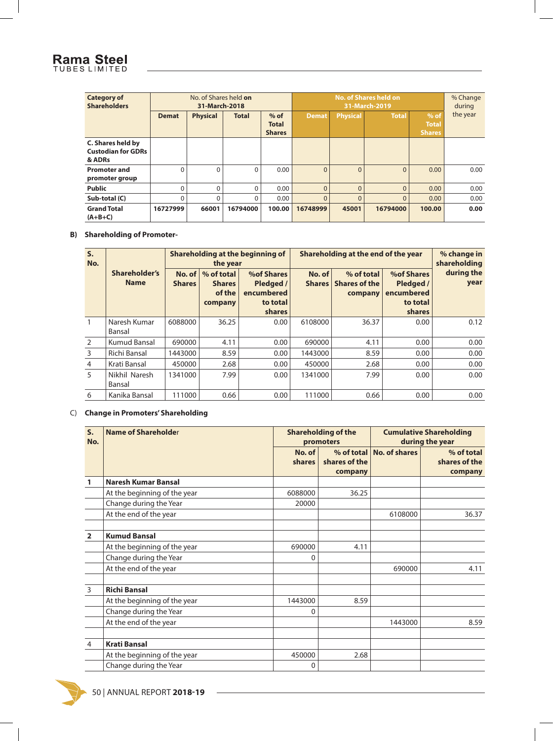| Category of Shareholders | No. of Shares held on 31-March-2018 | | | | No. of Shares held on 31-March-2019 | | | | % Change during the year |
|---|---|---|---|---|---|---|---|---|---|
| | Demat | Physical | Total | % of Total Shares | Demat | Physical | Total | % of Total Shares | |
| **C. Shares held by Custodian for GDRs & ADRs** | | | | | | | | | |
| **Promoter and promoter group** | 0 | 0 | 0 | 0.00 | 0 | 0 | 0 | 0.00 | 0.00 |
| **Public** | 0 | 0 | 0 | 0.00 | 0 | 0 | 0 | 0.00 | 0.00 |
| **Sub-total (C)** | 0 | 0 | 0 | 0.00 | 0 | 0 | 0 | 0.00 | 0.00 |
| **Grand Total (A+B+C)** | **16727999** | **66001** | **16794000** | **100.00** | **16748999** | **45001** | **16794000** | **100.00** | **0.00** |

**B) Shareholding of Promoter-**

| S. No. | Shareholder's Name | Shareholding at the beginning of the year | | | Shareholding at the end of the year | | | % change in shareholding during the year |
|---|---|---|---|---|---|---|---|---|
| | | No. of Shares | % of total Shares of the company | %of Shares Pledged / encumbered to total shares | No. of Shares | % of total Shares of the company | %of Shares Pledged / encumbered to total shares | |
| 1 | Naresh Kumar Bansal | 6088000 | 36.25 | 0.00 | 6108000 | 36.37 | 0.00 | 0.12 |
| 2 | Kumud Bansal | 690000 | 4.11 | 0.00 | 690000 | 4.11 | 0.00 | 0.00 |
| 3 | Richi Bansal | 1443000 | 8.59 | 0.00 | 1443000 | 8.59 | 0.00 | 0.00 |
| 4 | Krati Bansal | 450000 | 2.68 | 0.00 | 450000 | 2.68 | 0.00 | 0.00 |
| 5 | Nikhil Naresh Bansal | 1341000 | 7.99 | 0.00 | 1341000 | 7.99 | 0.00 | 0.00 |
| 6 | Kanika Bansal | 111000 | 0.66 | 0.00 | 111000 | 0.66 | 0.00 | 0.00 |

C) **Change in Promoters' Shareholding**

| S. No. | Name of Shareholder | Shareholding of the promoters | | Cumulative Shareholding during the year | |
|---|---|---|---|---|---|
| | | No. of shares | % of total shares of the company | No. of shares | % of total shares of the company |
| **1** | **Naresh Kumar Bansal** | | | | |
| | At the beginning of the year | 6088000 | 36.25 | | |
| | Change during the Year | 20000 | | | |
| | At the end of the year | | | 6108000 | 36.37 |
| | | | | | |
| **2** | **Kumud Bansal** | | | | |
| | At the beginning of the year | 690000 | 4.11 | | |
| | Change during the Year | 0 | | | |
| | At the end of the year | | | 690000 | 4.11 |
| | | | | | |
| 3 | **Richi Bansal** | | | | |
| | At the beginning of the year | 1443000 | 8.59 | | |
| | Change during the Year | 0 | | | |
| | At the end of the year | | | 1443000 | 8.59 |
| | | | | | |
| 4 | **Krati Bansal** | | | | |
| | At the beginning of the year | 450000 | 2.68 | | |
| | Change during the Year | 0 | | | |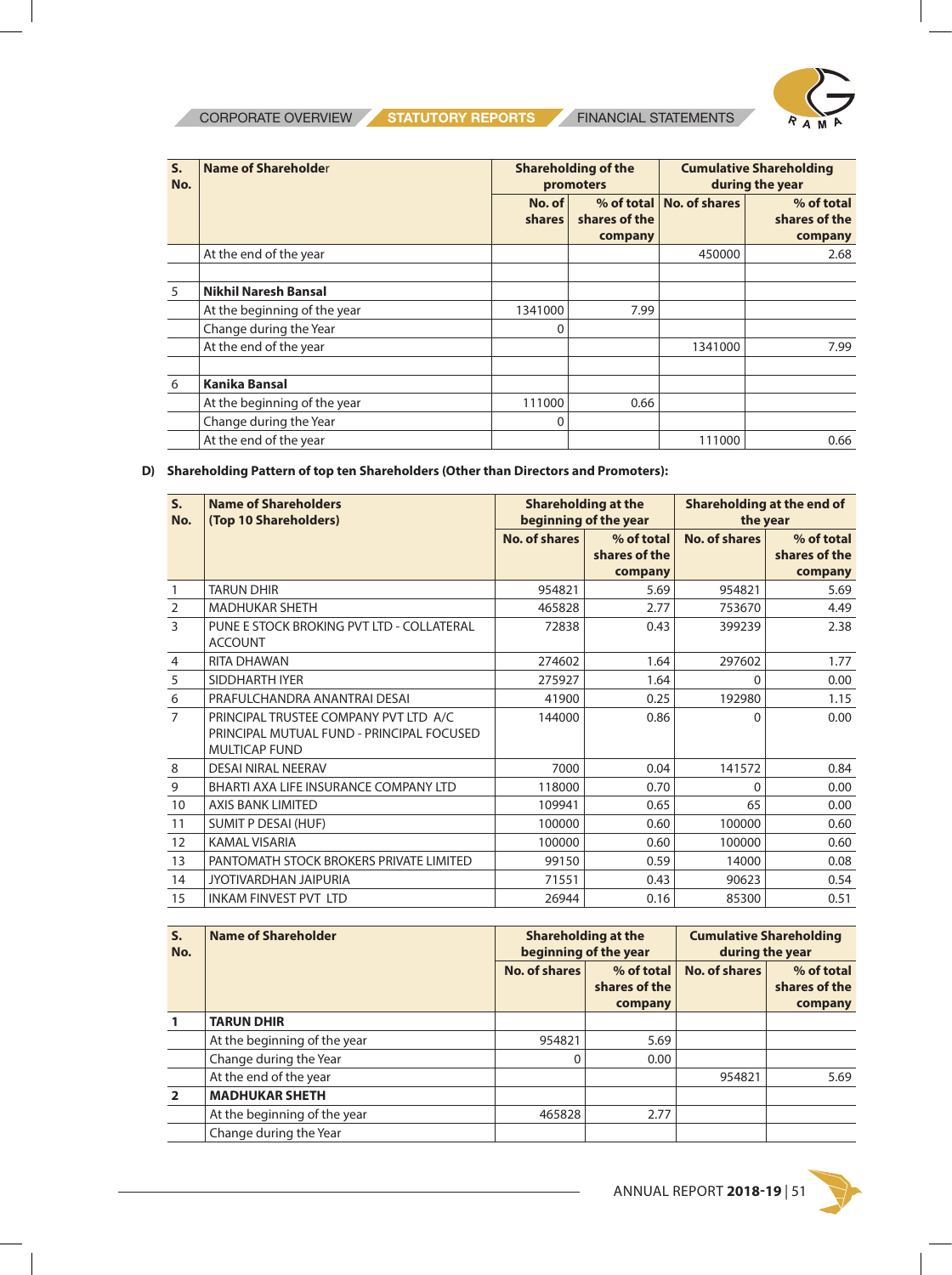| S. No. | Name of Shareholder | Shareholding of the promoters | | Cumulative Shareholding during the year | |
|---|---|---|---|---|---|
| | | No. of shares | % of total shares of the company | No. of shares | % of total shares of the company |
| | At the end of the year | | | 450000 | 2.68 |
| | | | | | |
| 5 | **Nikhil Naresh Bansal** | | | | |
| | At the beginning of the year | 1341000 | 7.99 | | |
| | Change during the Year | 0 | | | |
| | At the end of the year | | | 1341000 | 7.99 |
| | | | | | |
| 6 | **Kanika Bansal** | | | | |
| | At the beginning of the year | 111000 | 0.66 | | |
| | Change during the Year | 0 | | | |
| | At the end of the year | | | 111000 | 0.66 |

**D) Shareholding Pattern of top ten Shareholders (Other than Directors and Promoters):**

| S. No. | Name of Shareholders (Top 10 Shareholders) | Shareholding at the beginning of the year | | Shareholding at the end of the year | |
|---|---|---|---|---|---|
| | | No. of shares | % of total shares of the company | No. of shares | % of total shares of the company |
| 1 | TARUN DHIR | 954821 | 5.69 | 954821 | 5.69 |
| 2 | MADHUKAR SHETH | 465828 | 2.77 | 753670 | 4.49 |
| 3 | PUNE E STOCK BROKING PVT LTD - COLLATERAL ACCOUNT | 72838 | 0.43 | 399239 | 2.38 |
| 4 | RITA DHAWAN | 274602 | 1.64 | 297602 | 1.77 |
| 5 | SIDDHARTH IYER | 275927 | 1.64 | 0 | 0.00 |
| 6 | PRAFULCHANDRA ANANTRAI DESAI | 41900 | 0.25 | 192980 | 1.15 |
| 7 | PRINCIPAL TRUSTEE COMPANY PVT LTD A/C PRINCIPAL MUTUAL FUND - PRINCIPAL FOCUSED MULTICAP FUND | 144000 | 0.86 | 0 | 0.00 |
| 8 | DESAI NIRAL NEERAV | 7000 | 0.04 | 141572 | 0.84 |
| 9 | BHARTI AXA LIFE INSURANCE COMPANY LTD | 118000 | 0.70 | 0 | 0.00 |
| 10 | AXIS BANK LIMITED | 109941 | 0.65 | 65 | 0.00 |
| 11 | SUMIT P DESAI (HUF) | 100000 | 0.60 | 100000 | 0.60 |
| 12 | KAMAL VISARIA | 100000 | 0.60 | 100000 | 0.60 |
| 13 | PANTOMATH STOCK BROKERS PRIVATE LIMITED | 99150 | 0.59 | 14000 | 0.08 |
| 14 | JYOTIVARDHAN JAIPURIA | 71551 | 0.43 | 90623 | 0.54 |
| 15 | INKAM FINVEST PVT LTD | 26944 | 0.16 | 85300 | 0.51 |

| S. No. | Name of Shareholder | Shareholding at the beginning of the year | | Cumulative Shareholding during the year | |
|---|---|---|---|---|---|
| | | No. of shares | % of total shares of the company | No. of shares | % of total shares of the company |
| **1** | **TARUN DHIR** | | | | |
| | At the beginning of the year | 954821 | 5.69 | | |
| | Change during the Year | 0 | 0.00 | | |
| | At the end of the year | | | 954821 | 5.69 |
| **2** | **MADHUKAR SHETH** | | | | |
| | At the beginning of the year | 465828 | 2.77 | | |
| | Change during the Year | | | | |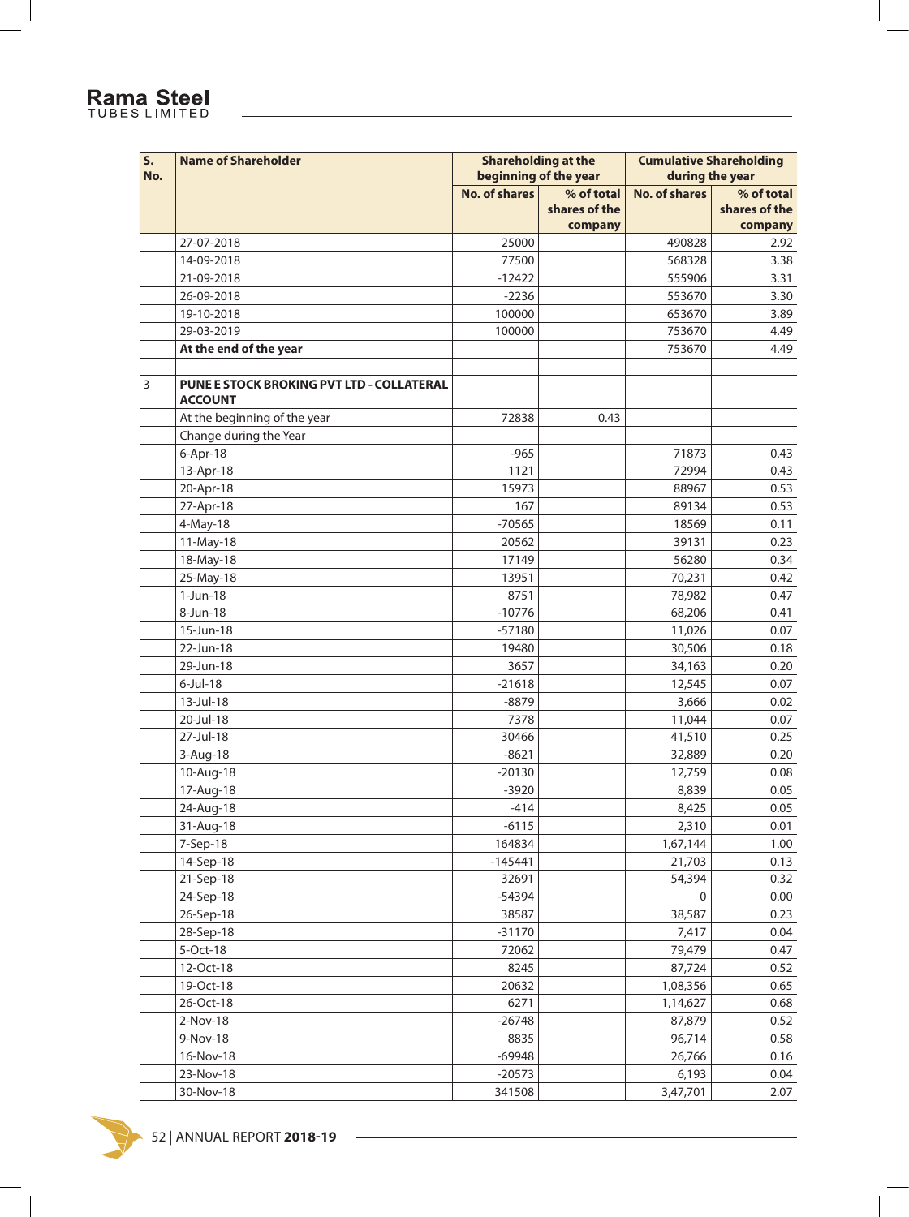| S. No. | Name of Shareholder | Shareholding at the beginning of the year | | Cumulative Shareholding during the year | |
|---|---|---|---|---|---|
| | | No. of shares | % of total shares of the company | No. of shares | % of total shares of the company |
| | 27-07-2018 | 25000 | | 490828 | 2.92 |
| | 14-09-2018 | 77500 | | 568328 | 3.38 |
| | 21-09-2018 | -12422 | | 555906 | 3.31 |
| | 26-09-2018 | -2236 | | 553670 | 3.30 |
| | 19-10-2018 | 100000 | | 653670 | 3.89 |
| | 29-03-2019 | 100000 | | 753670 | 4.49 |
| | **At the end of the year** | | | 753670 | 4.49 |
| | | | | | |
| 3 | **PUNE E STOCK BROKING PVT LTD - COLLATERAL ACCOUNT** | | | | |
| | At the beginning of the year | 72838 | 0.43 | | |
| | Change during the Year | | | | |
| | 6-Apr-18 | -965 | | 71873 | 0.43 |
| | 13-Apr-18 | 1121 | | 72994 | 0.43 |
| | 20-Apr-18 | 15973 | | 88967 | 0.53 |
| | 27-Apr-18 | 167 | | 89134 | 0.53 |
| | 4-May-18 | -70565 | | 18569 | 0.11 |
| | 11-May-18 | 20562 | | 39131 | 0.23 |
| | 18-May-18 | 17149 | | 56280 | 0.34 |
| | 25-May-18 | 13951 | | 70,231 | 0.42 |
| | 1-Jun-18 | 8751 | | 78,982 | 0.47 |
| | 8-Jun-18 | -10776 | | 68,206 | 0.41 |
| | 15-Jun-18 | -57180 | | 11,026 | 0.07 |
| | 22-Jun-18 | 19480 | | 30,506 | 0.18 |
| | 29-Jun-18 | 3657 | | 34,163 | 0.20 |
| | 6-Jul-18 | -21618 | | 12,545 | 0.07 |
| | 13-Jul-18 | -8879 | | 3,666 | 0.02 |
| | 20-Jul-18 | 7378 | | 11,044 | 0.07 |
| | 27-Jul-18 | 30466 | | 41,510 | 0.25 |
| | 3-Aug-18 | -8621 | | 32,889 | 0.20 |
| | 10-Aug-18 | -20130 | | 12,759 | 0.08 |
| | 17-Aug-18 | -3920 | | 8,839 | 0.05 |
| | 24-Aug-18 | -414 | | 8,425 | 0.05 |
| | 31-Aug-18 | -6115 | | 2,310 | 0.01 |
| | 7-Sep-18 | 164834 | | 1,67,144 | 1.00 |
| | 14-Sep-18 | -145441 | | 21,703 | 0.13 |
| | 21-Sep-18 | 32691 | | 54,394 | 0.32 |
| | 24-Sep-18 | -54394 | | 0 | 0.00 |
| | 26-Sep-18 | 38587 | | 38,587 | 0.23 |
| | 28-Sep-18 | -31170 | | 7,417 | 0.04 |
| | 5-Oct-18 | 72062 | | 79,479 | 0.47 |
| | 12-Oct-18 | 8245 | | 87,724 | 0.52 |
| | 19-Oct-18 | 20632 | | 1,08,356 | 0.65 |
| | 26-Oct-18 | 6271 | | 1,14,627 | 0.68 |
| | 2-Nov-18 | -26748 | | 87,879 | 0.52 |
| | 9-Nov-18 | 8835 | | 96,714 | 0.58 |
| | 16-Nov-18 | -69948 | | 26,766 | 0.16 |
| | 23-Nov-18 | -20573 | | 6,193 | 0.04 |
| | 30-Nov-18 | 341508 | | 3,47,701 | 2.07 |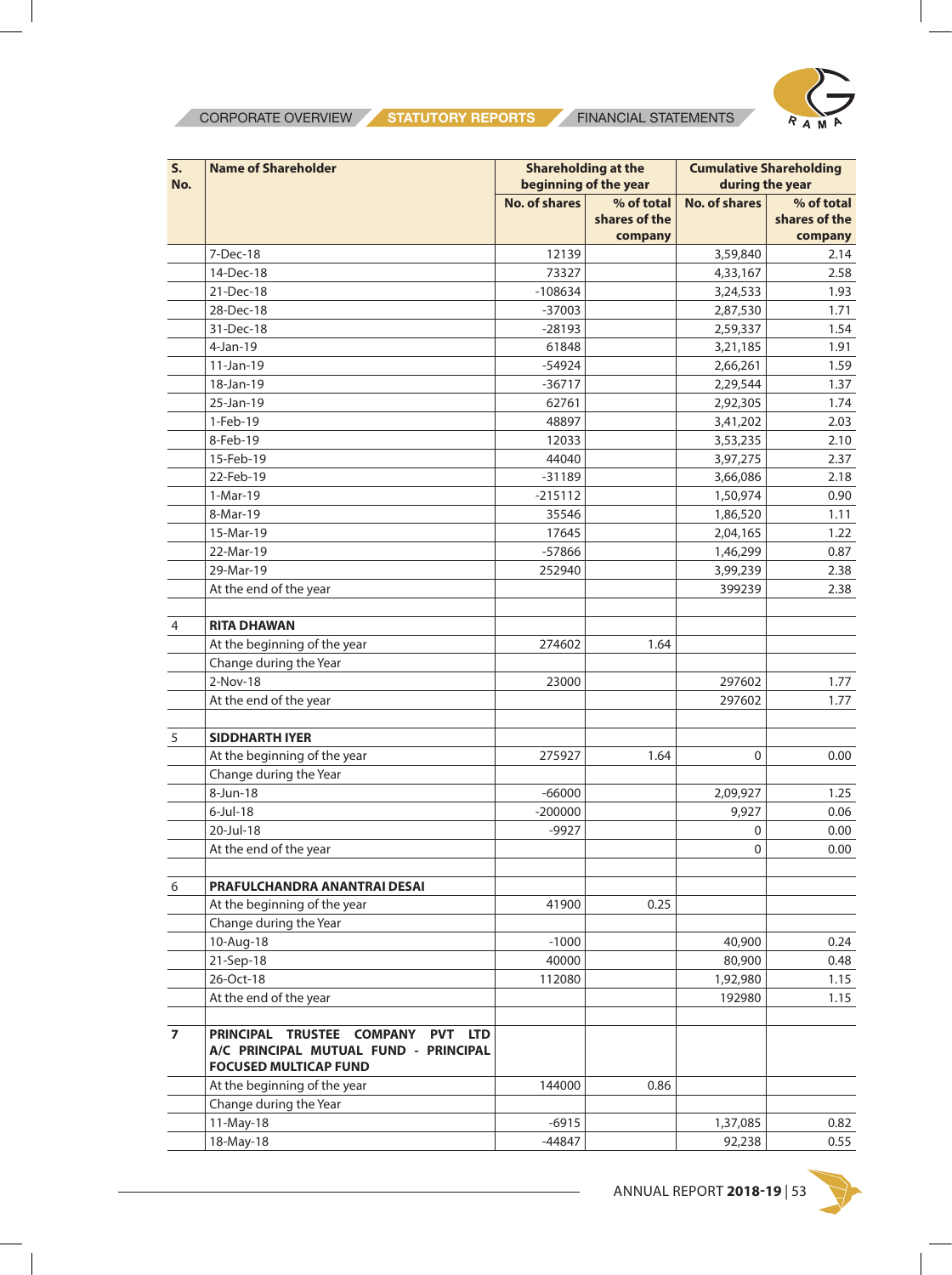| S. No. | Name of Shareholder | Shareholding at the beginning of the year | | Cumulative Shareholding during the year | |
|---|---|---|---|---|---|
| | | No. of shares | % of total shares of the company | No. of shares | % of total shares of the company |
| | 7-Dec-18 | 12139 | | 3,59,840 | 2.14 |
| | 14-Dec-18 | 73327 | | 4,33,167 | 2.58 |
| | 21-Dec-18 | -108634 | | 3,24,533 | 1.93 |
| | 28-Dec-18 | -37003 | | 2,87,530 | 1.71 |
| | 31-Dec-18 | -28193 | | 2,59,337 | 1.54 |
| | 4-Jan-19 | 61848 | | 3,21,185 | 1.91 |
| | 11-Jan-19 | -54924 | | 2,66,261 | 1.59 |
| | 18-Jan-19 | -36717 | | 2,29,544 | 1.37 |
| | 25-Jan-19 | 62761 | | 2,92,305 | 1.74 |
| | 1-Feb-19 | 48897 | | 3,41,202 | 2.03 |
| | 8-Feb-19 | 12033 | | 3,53,235 | 2.10 |
| | 15-Feb-19 | 44040 | | 3,97,275 | 2.37 |
| | 22-Feb-19 | -31189 | | 3,66,086 | 2.18 |
| | 1-Mar-19 | -215112 | | 1,50,974 | 0.90 |
| | 8-Mar-19 | 35546 | | 1,86,520 | 1.11 |
| | 15-Mar-19 | 17645 | | 2,04,165 | 1.22 |
| | 22-Mar-19 | -57866 | | 1,46,299 | 0.87 |
| | 29-Mar-19 | 252940 | | 3,99,239 | 2.38 |
| | At the end of the year | | | 399239 | 2.38 |
| | | | | | |
| 4 | **RITA DHAWAN** | | | | |
| | At the beginning of the year | 274602 | 1.64 | | |
| | Change during the Year | | | | |
| | 2-Nov-18 | 23000 | | 297602 | 1.77 |
| | At the end of the year | | | 297602 | 1.77 |
| | | | | | |
| 5 | **SIDDHARTH IYER** | | | | |
| | At the beginning of the year | 275927 | 1.64 | 0 | 0.00 |
| | Change during the Year | | | | |
| | 8-Jun-18 | -66000 | | 2,09,927 | 1.25 |
| | 6-Jul-18 | -200000 | | 9,927 | 0.06 |
| | 20-Jul-18 | -9927 | | 0 | 0.00 |
| | At the end of the year | | | 0 | 0.00 |
| | | | | | |
| 6 | **PRAFULCHANDRA ANANTRAI DESAI** | | | | |
| | At the beginning of the year | 41900 | 0.25 | | |
| | Change during the Year | | | | |
| | 10-Aug-18 | -1000 | | 40,900 | 0.24 |
| | 21-Sep-18 | 40000 | | 80,900 | 0.48 |
| | 26-Oct-18 | 112080 | | 1,92,980 | 1.15 |
| | At the end of the year | | | 192980 | 1.15 |
| | | | | | |
| **7** | **PRINCIPAL TRUSTEE COMPANY PVT LTD A/C PRINCIPAL MUTUAL FUND - PRINCIPAL FOCUSED MULTICAP FUND** | | | | |
| | At the beginning of the year | 144000 | 0.86 | | |
| | Change during the Year | | | | |
| | 11-May-18 | -6915 | | 1,37,085 | 0.82 |
| | 18-May-18 | -44847 | | 92,238 | 0.55 |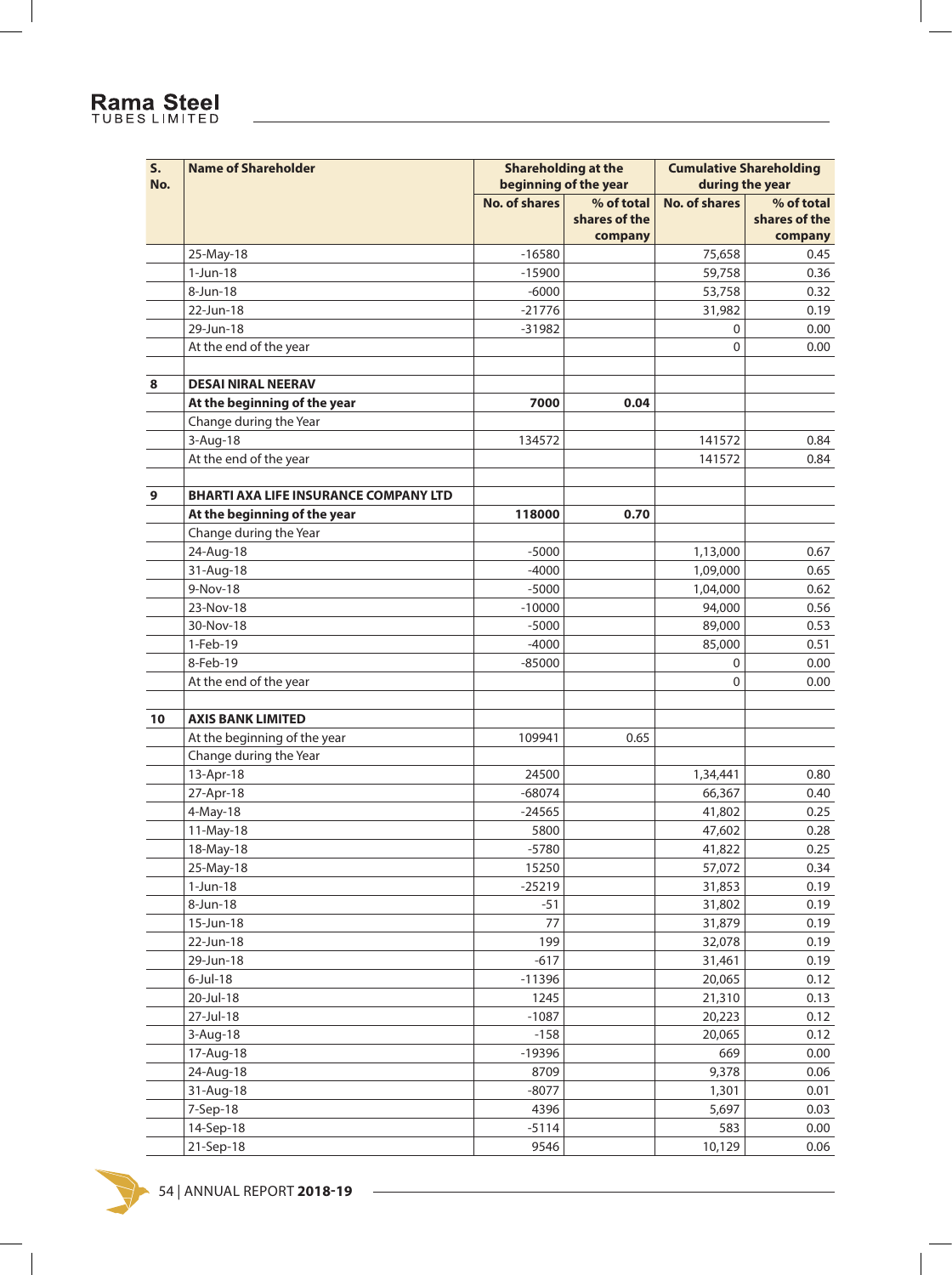| S. No. | Name of Shareholder | Shareholding at the beginning of the year | | Cumulative Shareholding during the year | |
|---|---|---|---|---|---|
| | | No. of shares | % of total shares of the company | No. of shares | % of total shares of the company |
| | 25-May-18 | -16580 | | 75,658 | 0.45 |
| | 1-Jun-18 | -15900 | | 59,758 | 0.36 |
| | 8-Jun-18 | -6000 | | 53,758 | 0.32 |
| | 22-Jun-18 | -21776 | | 31,982 | 0.19 |
| | 29-Jun-18 | -31982 | | 0 | 0.00 |
| | At the end of the year | | | 0 | 0.00 |
| | | | | | |
| **8** | **DESAI NIRAL NEERAV** | | | | |
| | **At the beginning of the year** | **7000** | **0.04** | | |
| | Change during the Year | | | | |
| | 3-Aug-18 | 134572 | | 141572 | 0.84 |
| | At the end of the year | | | 141572 | 0.84 |
| | | | | | |
| **9** | **BHARTI AXA LIFE INSURANCE COMPANY LTD** | | | | |
| | **At the beginning of the year** | **118000** | **0.70** | | |
| | Change during the Year | | | | |
| | 24-Aug-18 | -5000 | | 1,13,000 | 0.67 |
| | 31-Aug-18 | -4000 | | 1,09,000 | 0.65 |
| | 9-Nov-18 | -5000 | | 1,04,000 | 0.62 |
| | 23-Nov-18 | -10000 | | 94,000 | 0.56 |
| | 30-Nov-18 | -5000 | | 89,000 | 0.53 |
| | 1-Feb-19 | -4000 | | 85,000 | 0.51 |
| | 8-Feb-19 | -85000 | | 0 | 0.00 |
| | At the end of the year | | | 0 | 0.00 |
| | | | | | |
| **10** | **AXIS BANK LIMITED** | | | | |
| | At the beginning of the year | 109941 | 0.65 | | |
| | Change during the Year | | | | |
| | 13-Apr-18 | 24500 | | 1,34,441 | 0.80 |
| | 27-Apr-18 | -68074 | | 66,367 | 0.40 |
| | 4-May-18 | -24565 | | 41,802 | 0.25 |
| | 11-May-18 | 5800 | | 47,602 | 0.28 |
| | 18-May-18 | -5780 | | 41,822 | 0.25 |
| | 25-May-18 | 15250 | | 57,072 | 0.34 |
| | 1-Jun-18 | -25219 | | 31,853 | 0.19 |
| | 8-Jun-18 | -51 | | 31,802 | 0.19 |
| | 15-Jun-18 | 77 | | 31,879 | 0.19 |
| | 22-Jun-18 | 199 | | 32,078 | 0.19 |
| | 29-Jun-18 | -617 | | 31,461 | 0.19 |
| | 6-Jul-18 | -11396 | | 20,065 | 0.12 |
| | 20-Jul-18 | 1245 | | 21,310 | 0.13 |
| | 27-Jul-18 | -1087 | | 20,223 | 0.12 |
| | 3-Aug-18 | -158 | | 20,065 | 0.12 |
| | 17-Aug-18 | -19396 | | 669 | 0.00 |
| | 24-Aug-18 | 8709 | | 9,378 | 0.06 |
| | 31-Aug-18 | -8077 | | 1,301 | 0.01 |
| | 7-Sep-18 | 4396 | | 5,697 | 0.03 |
| | 14-Sep-18 | -5114 | | 583 | 0.00 |
| | 21-Sep-18 | 9546 | | 10,129 | 0.06 |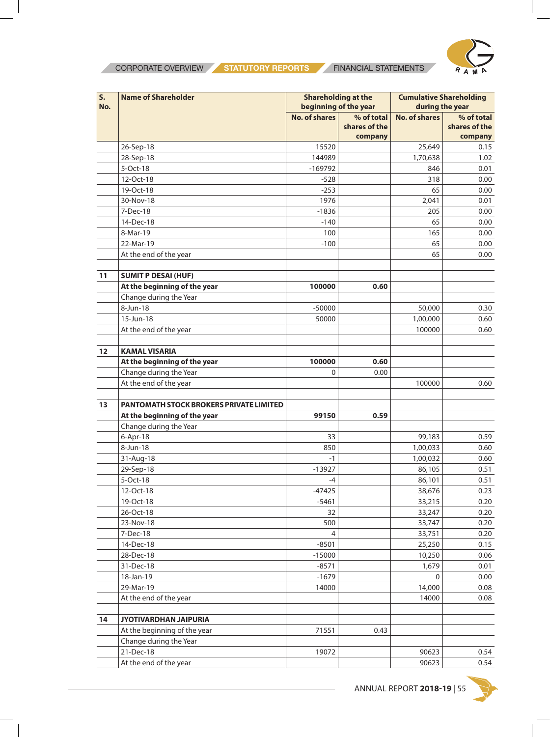| S. No. | Name of Shareholder | Shareholding at the beginning of the year | | Cumulative Shareholding during the year | |
|---|---|---|---|---|---|
| | | No. of shares | % of total shares of the company | No. of shares | % of total shares of the company |
| | 26-Sep-18 | 15520 | | 25,649 | 0.15 |
| | 28-Sep-18 | 144989 | | 1,70,638 | 1.02 |
| | 5-Oct-18 | -169792 | | 846 | 0.01 |
| | 12-Oct-18 | -528 | | 318 | 0.00 |
| | 19-Oct-18 | -253 | | 65 | 0.00 |
| | 30-Nov-18 | 1976 | | 2,041 | 0.01 |
| | 7-Dec-18 | -1836 | | 205 | 0.00 |
| | 14-Dec-18 | -140 | | 65 | 0.00 |
| | 8-Mar-19 | 100 | | 165 | 0.00 |
| | 22-Mar-19 | -100 | | 65 | 0.00 |
| | At the end of the year | | | 65 | 0.00 |
| | | | | | |
| 11 | **SUMIT P DESAI (HUF)** | | | | |
| | **At the beginning of the year** | **100000** | **0.60** | | |
| | Change during the Year | | | | |
| | 8-Jun-18 | -50000 | | 50,000 | 0.30 |
| | 15-Jun-18 | 50000 | | 1,00,000 | 0.60 |
| | At the end of the year | | | 100000 | 0.60 |
| | | | | | |
| 12 | **KAMAL VISARIA** | | | | |
| | **At the beginning of the year** | **100000** | **0.60** | | |
| | Change during the Year | 0 | 0.00 | | |
| | At the end of the year | | | 100000 | 0.60 |
| | | | | | |
| 13 | **PANTOMATH STOCK BROKERS PRIVATE LIMITED** | | | | |
| | **At the beginning of the year** | **99150** | **0.59** | | |
| | Change during the Year | | | | |
| | 6-Apr-18 | 33 | | 99,183 | 0.59 |
| | 8-Jun-18 | 850 | | 1,00,033 | 0.60 |
| | 31-Aug-18 | -1 | | 1,00,032 | 0.60 |
| | 29-Sep-18 | -13927 | | 86,105 | 0.51 |
| | 5-Oct-18 | -4 | | 86,101 | 0.51 |
| | 12-Oct-18 | -47425 | | 38,676 | 0.23 |
| | 19-Oct-18 | -5461 | | 33,215 | 0.20 |
| | 26-Oct-18 | 32 | | 33,247 | 0.20 |
| | 23-Nov-18 | 500 | | 33,747 | 0.20 |
| | 7-Dec-18 | 4 | | 33,751 | 0.20 |
| | 14-Dec-18 | -8501 | | 25,250 | 0.15 |
| | 28-Dec-18 | -15000 | | 10,250 | 0.06 |
| | 31-Dec-18 | -8571 | | 1,679 | 0.01 |
| | 18-Jan-19 | -1679 | | 0 | 0.00 |
| | 29-Mar-19 | 14000 | | 14,000 | 0.08 |
| | At the end of the year | | | 14000 | 0.08 |
| | | | | | |
| 14 | **JYOTIVARDHAN JAIPURIA** | | | | |
| | At the beginning of the year | 71551 | 0.43 | | |
| | Change during the Year | | | | |
| | 21-Dec-18 | 19072 | | 90623 | 0.54 |
| | At the end of the year | | | 90623 | 0.54 |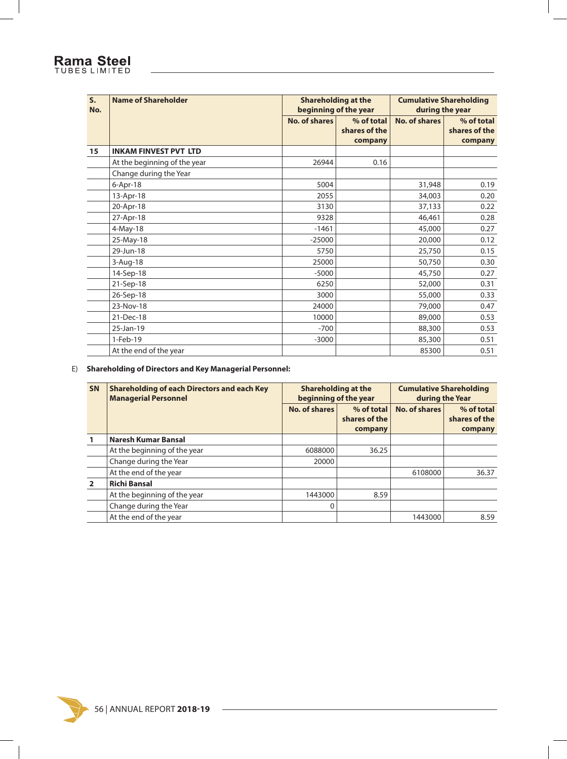| S. No. | Name of Shareholder | Shareholding at the beginning of the year | | Cumulative Shareholding during the year | |
|---|---|---|---|---|---|
| | | No. of shares | % of total shares of the company | No. of shares | % of total shares of the company |
| 15 | **INKAM FINVEST PVT LTD** | | | | |
| | At the beginning of the year | 26944 | 0.16 | | |
| | Change during the Year | | | | |
| | 6-Apr-18 | 5004 | | 31,948 | 0.19 |
| | 13-Apr-18 | 2055 | | 34,003 | 0.20 |
| | 20-Apr-18 | 3130 | | 37,133 | 0.22 |
| | 27-Apr-18 | 9328 | | 46,461 | 0.28 |
| | 4-May-18 | -1461 | | 45,000 | 0.27 |
| | 25-May-18 | -25000 | | 20,000 | 0.12 |
| | 29-Jun-18 | 5750 | | 25,750 | 0.15 |
| | 3-Aug-18 | 25000 | | 50,750 | 0.30 |
| | 14-Sep-18 | -5000 | | 45,750 | 0.27 |
| | 21-Sep-18 | 6250 | | 52,000 | 0.31 |
| | 26-Sep-18 | 3000 | | 55,000 | 0.33 |
| | 23-Nov-18 | 24000 | | 79,000 | 0.47 |
| | 21-Dec-18 | 10000 | | 89,000 | 0.53 |
| | 25-Jan-19 | -700 | | 88,300 | 0.53 |
| | 1-Feb-19 | -3000 | | 85,300 | 0.51 |
| | At the end of the year | | | 85300 | 0.51 |

E) **Shareholding of Directors and Key Managerial Personnel:**

| SN | Shareholding of each Directors and each Key Managerial Personnel | Shareholding at the beginning of the year | | Cumulative Shareholding during the Year | |
|---|---|---|---|---|---|
| | | No. of shares | % of total shares of the company | No. of shares | % of total shares of the company |
| 1 | **Naresh Kumar Bansal** | | | | |
| | At the beginning of the year | 6088000 | 36.25 | | |
| | Change during the Year | 20000 | | | |
| | At the end of the year | | | 6108000 | 36.37 |
| 2 | **Richi Bansal** | | | | |
| | At the beginning of the year | 1443000 | 8.59 | | |
| | Change during the Year | 0 | | | |
| | At the end of the year | | | 1443000 | 8.59 |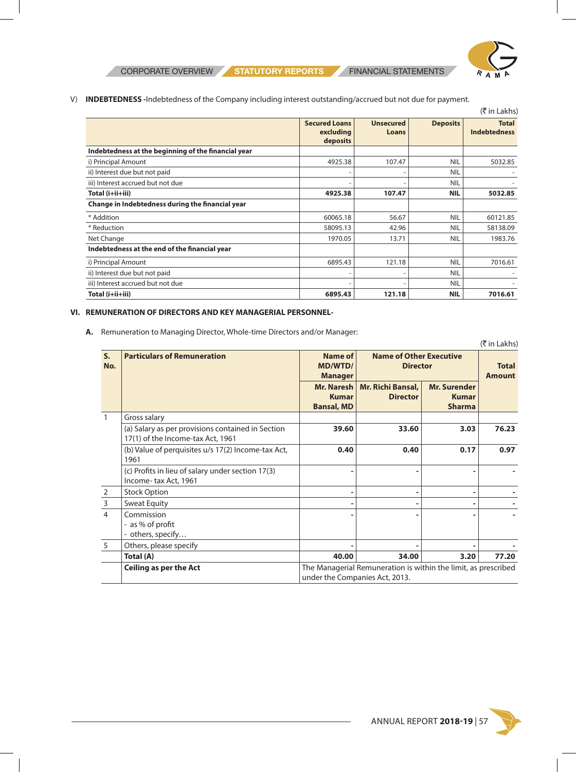V) **INDEBTEDNESS** -Indebtedness of the Company including interest outstanding/accrued but not due for payment.

(₹ in Lakhs)

| | Secured Loans excluding deposits | Unsecured Loans | Deposits | Total Indebtedness |
|---|---|---|---|---|
| **Indebtedness at the beginning of the financial year** | | | | |
| i) Principal Amount | 4925.38 | 107.47 | NIL | 5032.85 |
| ii) Interest due but not paid | - | - | NIL | - |
| iii) Interest accrued but not due | - | - | NIL | - |
| **Total (i+ii+iii)** | **4925.38** | **107.47** | **NIL** | **5032.85** |
| **Change in Indebtedness during the financial year** | | | | |
| * Addition | 60065.18 | 56.67 | NIL | 60121.85 |
| * Reduction | 58095.13 | 42.96 | NIL | 58138.09 |
| Net Change | 1970.05 | 13.71 | NIL | 1983.76 |
| **Indebtedness at the end of the financial year** | | | | |
| i) Principal Amount | 6895.43 | 121.18 | NIL | 7016.61 |
| ii) Interest due but not paid | - | - | NIL | - |
| iii) Interest accrued but not due | - | - | NIL | - |
| **Total (i+ii+iii)** | **6895.43** | **121.18** | **NIL** | **7016.61** |

**VI. REMUNERATION OF DIRECTORS AND KEY MANAGERIAL PERSONNEL-**

**A.** Remuneration to Managing Director, Whole-time Directors and/or Manager:

(₹ in Lakhs)

| S. No. | Particulars of Remuneration | Name of MD/WTD/ Manager | Name of Other Executive Director | | Total Amount |
|---|---|---|---|---|---|
| | | Mr. Naresh Kumar Bansal, MD | Mr. Richi Bansal, Director | Mr. Surender Kumar Sharma | |
| 1 | Gross salary | | | | |
| | (a) Salary as per provisions contained in Section 17(1) of the Income-tax Act, 1961 | **39.60** | **33.60** | **3.03** | **76.23** |
| | (b) Value of perquisites u/s 17(2) Income-tax Act, 1961 | **0.40** | **0.40** | **0.17** | **0.97** |
| | (c) Profits in lieu of salary under section 17(3) Income- tax Act, 1961 | - | - | - | - |
| 2 | Stock Option | - | - | - | - |
| 3 | Sweat Equity | - | - | - | - |
| 4 | Commission<br>- as % of profit<br>- others, specify… | - | - | - | - |
| 5 | Others, please specify | - | - | - | - |
| | **Total (A)** | **40.00** | **34.00** | **3.20** | **77.20** |
| | **Ceiling as per the Act** | The Managerial Remuneration is within the limit, as prescribed under the Companies Act, 2013. | | | |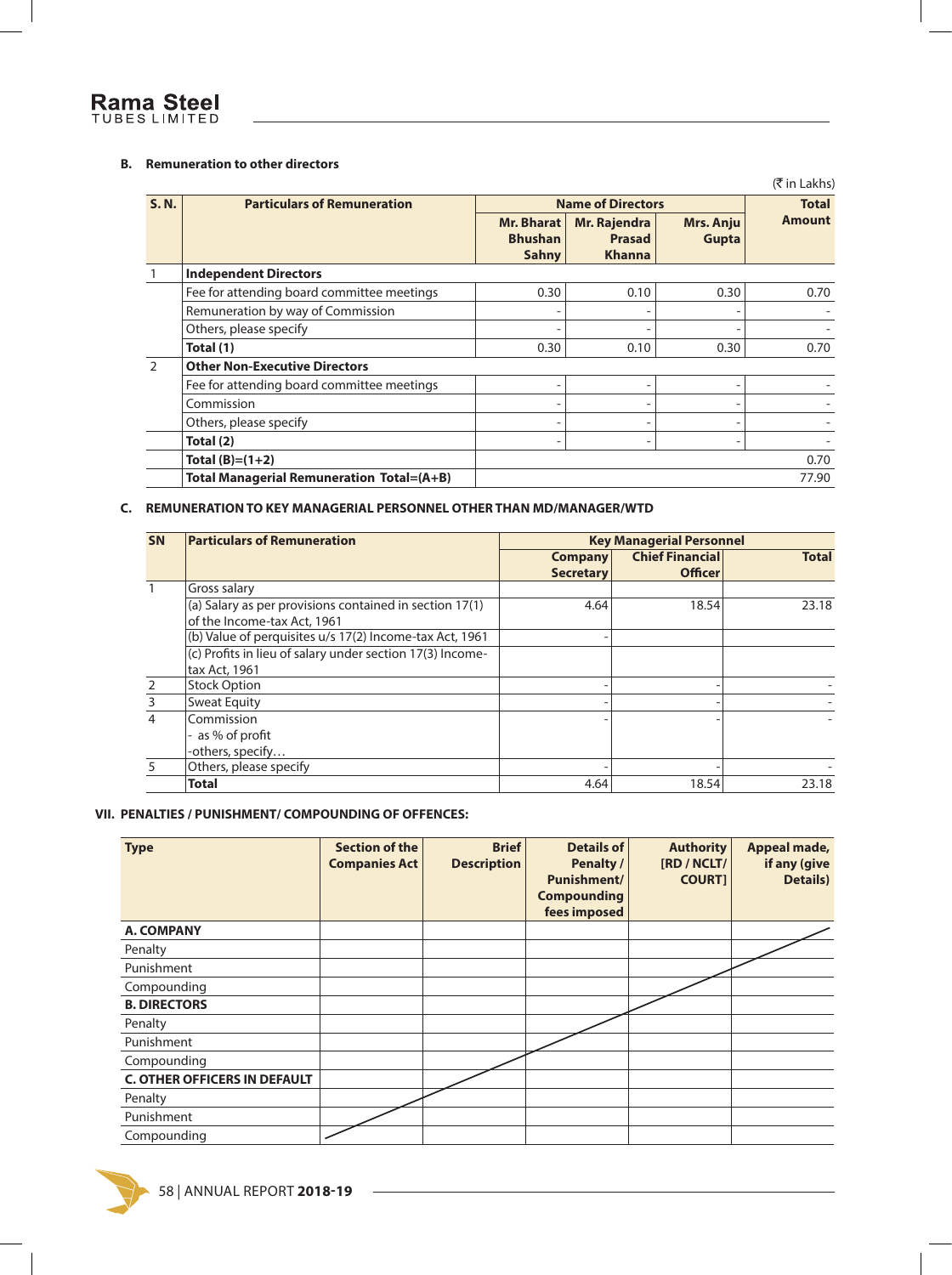**B. Remuneration to other directors**

(₹ in Lakhs)

| S. N. | Particulars of Remuneration | Name of Directors | | | Total Amount |
|---|---|---|---|---|---|
| | | Mr. Bharat Bhushan Sahny | Mr. Rajendra Prasad Khanna | Mrs. Anju Gupta | |
| 1 | **Independent Directors** | | | | |
| | Fee for attending board committee meetings | 0.30 | 0.10 | 0.30 | 0.70 |
| | Remuneration by way of Commission | - | - | - | - |
| | Others, please specify | - | - | - | - |
| | **Total (1)** | 0.30 | 0.10 | 0.30 | 0.70 |
| 2 | **Other Non-Executive Directors** | | | | |
| | Fee for attending board committee meetings | - | - | - | - |
| | Commission | - | - | - | - |
| | Others, please specify | - | - | - | - |
| | **Total (2)** | - | - | - | - |
| | **Total (B)=(1+2)** | | | | 0.70 |
| | **Total Managerial Remuneration Total=(A+B)** | | | | 77.90 |

**C. REMUNERATION TO KEY MANAGERIAL PERSONNEL OTHER THAN MD/MANAGER/WTD**

| SN | Particulars of Remuneration | Key Managerial Personnel | | |
|---|---|---|---|---|
| | | Company Secretary | Chief Financial Officer | Total |
| 1 | Gross salary | | | |
| | (a) Salary as per provisions contained in section 17(1) of the Income-tax Act, 1961 | 4.64 | 18.54 | 23.18 |
| | (b) Value of perquisites u/s 17(2) Income-tax Act, 1961 | - | | |
| | (c) Profits in lieu of salary under section 17(3) Income-tax Act, 1961 | | | |
| 2 | Stock Option | - | - | - |
| 3 | Sweat Equity | - | - | - |
| 4 | Commission<br>- as % of profit<br>-others, specify… | - | - | - |
| 5 | Others, please specify | - | - | - |
| | **Total** | 4.64 | 18.54 | 23.18 |

**VII. PENALTIES / PUNISHMENT/ COMPOUNDING OF OFFENCES:**

| Type | Section of the Companies Act | Brief Description | Details of Penalty / Punishment/ Compounding fees imposed | Authority [RD / NCLT/ COURT] | Appeal made, if any (give Details) |
|---|---|---|---|---|---|
| **A. COMPANY** | | | | | |
| Penalty | | | | | |
| Punishment | | | | | |
| Compounding | | | | | |
| **B. DIRECTORS** | | | | | |
| Penalty | | | | | |
| Punishment | | | | | |
| Compounding | | | | | |
| **C. OTHER OFFICERS IN DEFAULT** | | | | | |
| Penalty | | | | | |
| Punishment | | | | | |
| Compounding | | | | | |